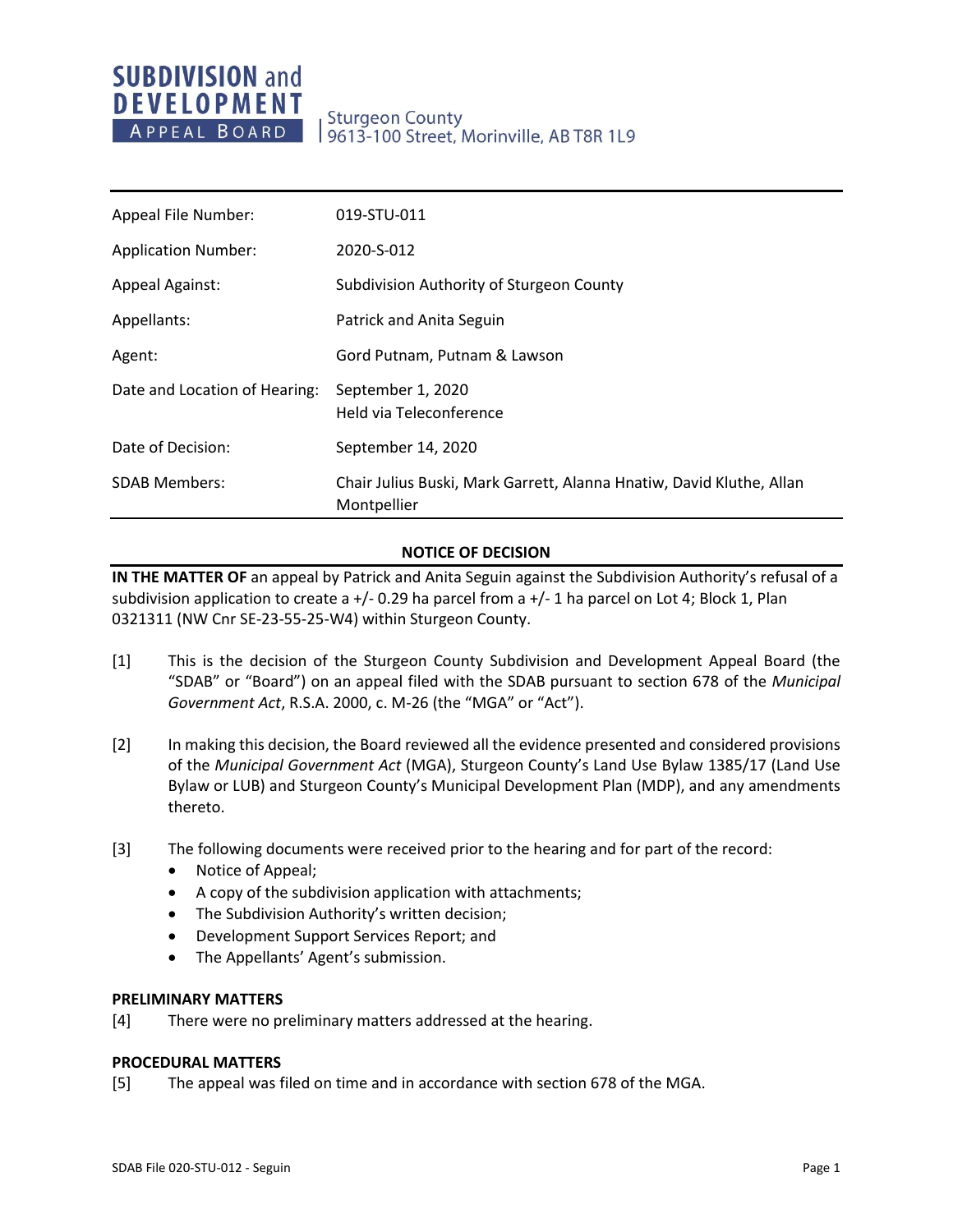**SUBDIVISION and DEVELOPMENT APPEAL BOARD**

Sturgeon County
9613-100 Street, Morinville, AB T8R 1L9

| | |
|---|---|
| Appeal File Number: | 019-STU-011 |
| Application Number: | 2020-S-012 |
| Appeal Against: | Subdivision Authority of Sturgeon County |
| Appellants: | Patrick and Anita Seguin |
| Agent: | Gord Putnam, Putnam & Lawson |
| Date and Location of Hearing: | September 1, 2020<br>Held via Teleconference |
| Date of Decision: | September 14, 2020 |
| SDAB Members: | Chair Julius Buski, Mark Garrett, Alanna Hnatiw, David Kluthe, Allan Montpellier |

**NOTICE OF DECISION**

**IN THE MATTER OF** an appeal by Patrick and Anita Seguin against the Subdivision Authority's refusal of a subdivision application to create a +/- 0.29 ha parcel from a +/- 1 ha parcel on Lot 4; Block 1, Plan 0321311 (NW Cnr SE-23-55-25-W4) within Sturgeon County.

[1] This is the decision of the Sturgeon County Subdivision and Development Appeal Board (the "SDAB" or "Board") on an appeal filed with the SDAB pursuant to section 678 of the *Municipal Government Act*, R.S.A. 2000, c. M-26 (the "MGA" or "Act").

[2] In making this decision, the Board reviewed all the evidence presented and considered provisions of the *Municipal Government Act* (MGA), Sturgeon County's Land Use Bylaw 1385/17 (Land Use Bylaw or LUB) and Sturgeon County's Municipal Development Plan (MDP), and any amendments thereto.

[3] The following documents were received prior to the hearing and for part of the record:

- Notice of Appeal;
- A copy of the subdivision application with attachments;
- The Subdivision Authority's written decision;
- Development Support Services Report; and
- The Appellants' Agent's submission.

**PRELIMINARY MATTERS**

[4] There were no preliminary matters addressed at the hearing.

**PROCEDURAL MATTERS**

[5] The appeal was filed on time and in accordance with section 678 of the MGA.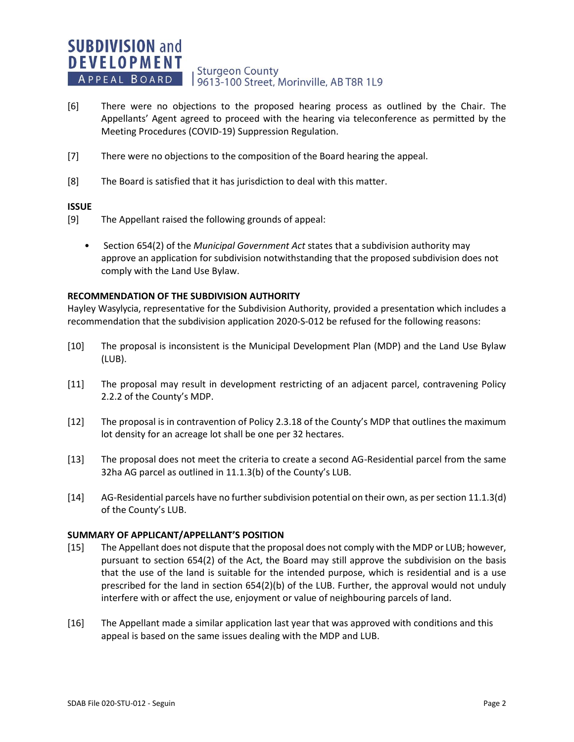[6] There were no objections to the proposed hearing process as outlined by the Chair. The Appellants' Agent agreed to proceed with the hearing via teleconference as permitted by the Meeting Procedures (COVID-19) Suppression Regulation.

[7] There were no objections to the composition of the Board hearing the appeal.

[8] The Board is satisfied that it has jurisdiction to deal with this matter.

**ISSUE**

[9] The Appellant raised the following grounds of appeal:

- Section 654(2) of the *Municipal Government Act* states that a subdivision authority may approve an application for subdivision notwithstanding that the proposed subdivision does not comply with the Land Use Bylaw.

**RECOMMENDATION OF THE SUBDIVISION AUTHORITY**

Hayley Wasylycia, representative for the Subdivision Authority, provided a presentation which includes a recommendation that the subdivision application 2020-S-012 be refused for the following reasons:

[10] The proposal is inconsistent is the Municipal Development Plan (MDP) and the Land Use Bylaw (LUB).

[11] The proposal may result in development restricting of an adjacent parcel, contravening Policy 2.2.2 of the County's MDP.

[12] The proposal is in contravention of Policy 2.3.18 of the County's MDP that outlines the maximum lot density for an acreage lot shall be one per 32 hectares.

[13] The proposal does not meet the criteria to create a second AG-Residential parcel from the same 32ha AG parcel as outlined in 11.1.3(b) of the County's LUB.

[14] AG-Residential parcels have no further subdivision potential on their own, as per section 11.1.3(d) of the County's LUB.

**SUMMARY OF APPLICANT/APPELLANT'S POSITION**

[15] The Appellant does not dispute that the proposal does not comply with the MDP or LUB; however, pursuant to section 654(2) of the Act, the Board may still approve the subdivision on the basis that the use of the land is suitable for the intended purpose, which is residential and is a use prescribed for the land in section 654(2)(b) of the LUB. Further, the approval would not unduly interfere with or affect the use, enjoyment or value of neighbouring parcels of land.

[16] The Appellant made a similar application last year that was approved with conditions and this appeal is based on the same issues dealing with the MDP and LUB.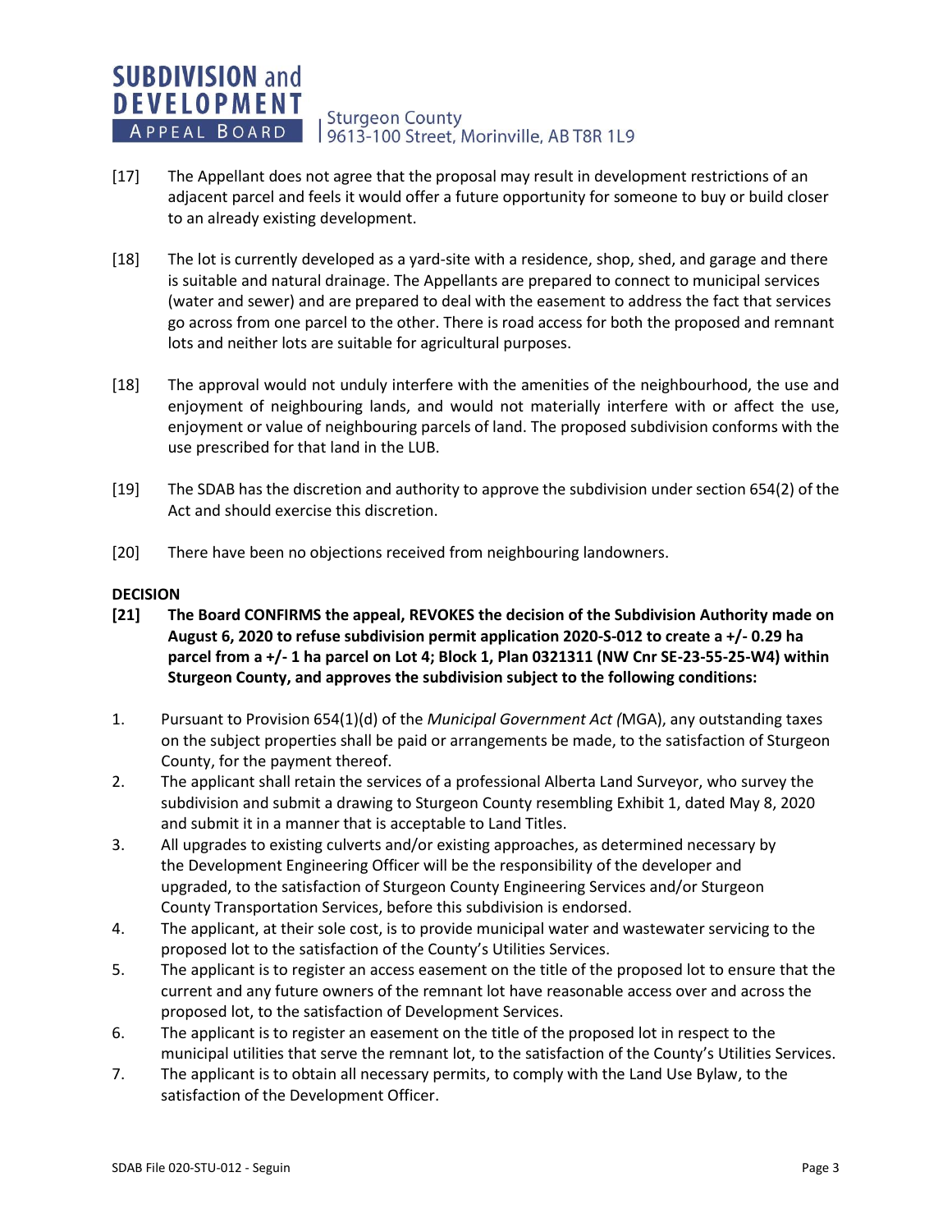[17] The Appellant does not agree that the proposal may result in development restrictions of an adjacent parcel and feels it would offer a future opportunity for someone to buy or build closer to an already existing development.

[18] The lot is currently developed as a yard-site with a residence, shop, shed, and garage and there is suitable and natural drainage. The Appellants are prepared to connect to municipal services (water and sewer) and are prepared to deal with the easement to address the fact that services go across from one parcel to the other. There is road access for both the proposed and remnant lots and neither lots are suitable for agricultural purposes.

[18] The approval would not unduly interfere with the amenities of the neighbourhood, the use and enjoyment of neighbouring lands, and would not materially interfere with or affect the use, enjoyment or value of neighbouring parcels of land. The proposed subdivision conforms with the use prescribed for that land in the LUB.

[19] The SDAB has the discretion and authority to approve the subdivision under section 654(2) of the Act and should exercise this discretion.

[20] There have been no objections received from neighbouring landowners.

**DECISION**

**[21] The Board CONFIRMS the appeal, REVOKES the decision of the Subdivision Authority made on August 6, 2020 to refuse subdivision permit application 2020-S-012 to create a +/- 0.29 ha parcel from a +/- 1 ha parcel on Lot 4; Block 1, Plan 0321311 (NW Cnr SE-23-55-25-W4) within Sturgeon County, and approves the subdivision subject to the following conditions:**

1. Pursuant to Provision 654(1)(d) of the *Municipal Government Act (*MGA), any outstanding taxes on the subject properties shall be paid or arrangements be made, to the satisfaction of Sturgeon County, for the payment thereof.
2. The applicant shall retain the services of a professional Alberta Land Surveyor, who survey the subdivision and submit a drawing to Sturgeon County resembling Exhibit 1, dated May 8, 2020 and submit it in a manner that is acceptable to Land Titles.
3. All upgrades to existing culverts and/or existing approaches, as determined necessary by the Development Engineering Officer will be the responsibility of the developer and upgraded, to the satisfaction of Sturgeon County Engineering Services and/or Sturgeon County Transportation Services, before this subdivision is endorsed.
4. The applicant, at their sole cost, is to provide municipal water and wastewater servicing to the proposed lot to the satisfaction of the County's Utilities Services.
5. The applicant is to register an access easement on the title of the proposed lot to ensure that the current and any future owners of the remnant lot have reasonable access over and across the proposed lot, to the satisfaction of Development Services.
6. The applicant is to register an easement on the title of the proposed lot in respect to the municipal utilities that serve the remnant lot, to the satisfaction of the County's Utilities Services.
7. The applicant is to obtain all necessary permits, to comply with the Land Use Bylaw, to the satisfaction of the Development Officer.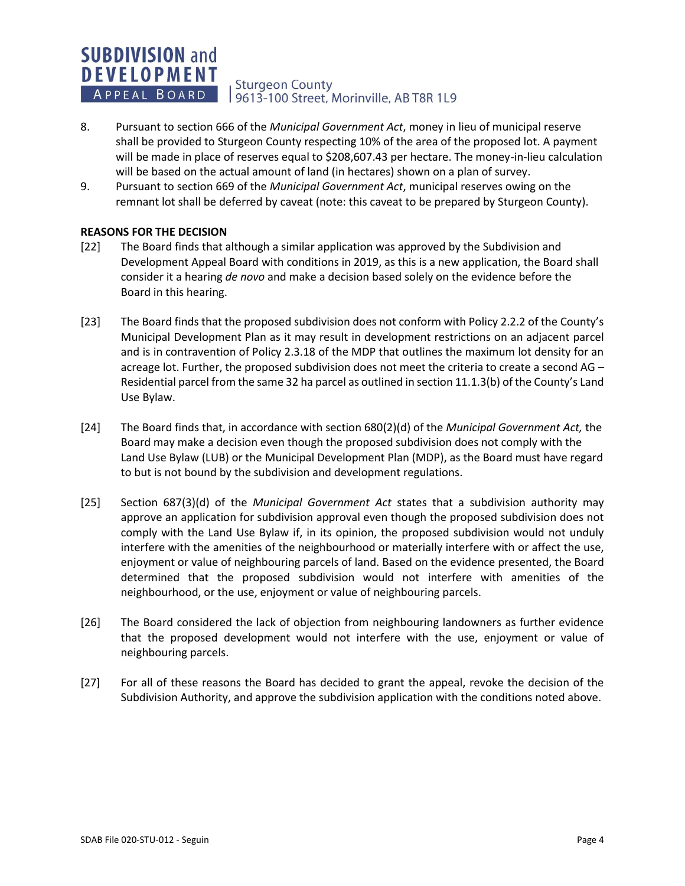8. Pursuant to section 666 of the *Municipal Government Act*, money in lieu of municipal reserve shall be provided to Sturgeon County respecting 10% of the area of the proposed lot. A payment will be made in place of reserves equal to $208,607.43 per hectare. The money-in-lieu calculation will be based on the actual amount of land (in hectares) shown on a plan of survey.
9. Pursuant to section 669 of the *Municipal Government Act*, municipal reserves owing on the remnant lot shall be deferred by caveat (note: this caveat to be prepared by Sturgeon County).

**REASONS FOR THE DECISION**

[22] The Board finds that although a similar application was approved by the Subdivision and Development Appeal Board with conditions in 2019, as this is a new application, the Board shall consider it a hearing *de novo* and make a decision based solely on the evidence before the Board in this hearing.

[23] The Board finds that the proposed subdivision does not conform with Policy 2.2.2 of the County's Municipal Development Plan as it may result in development restrictions on an adjacent parcel and is in contravention of Policy 2.3.18 of the MDP that outlines the maximum lot density for an acreage lot. Further, the proposed subdivision does not meet the criteria to create a second AG – Residential parcel from the same 32 ha parcel as outlined in section 11.1.3(b) of the County's Land Use Bylaw.

[24] The Board finds that, in accordance with section 680(2)(d) of the *Municipal Government Act,* the Board may make a decision even though the proposed subdivision does not comply with the Land Use Bylaw (LUB) or the Municipal Development Plan (MDP), as the Board must have regard to but is not bound by the subdivision and development regulations.

[25] Section 687(3)(d) of the *Municipal Government Act* states that a subdivision authority may approve an application for subdivision approval even though the proposed subdivision does not comply with the Land Use Bylaw if, in its opinion, the proposed subdivision would not unduly interfere with the amenities of the neighbourhood or materially interfere with or affect the use, enjoyment or value of neighbouring parcels of land. Based on the evidence presented, the Board determined that the proposed subdivision would not interfere with amenities of the neighbourhood, or the use, enjoyment or value of neighbouring parcels.

[26] The Board considered the lack of objection from neighbouring landowners as further evidence that the proposed development would not interfere with the use, enjoyment or value of neighbouring parcels.

[27] For all of these reasons the Board has decided to grant the appeal, revoke the decision of the Subdivision Authority, and approve the subdivision application with the conditions noted above.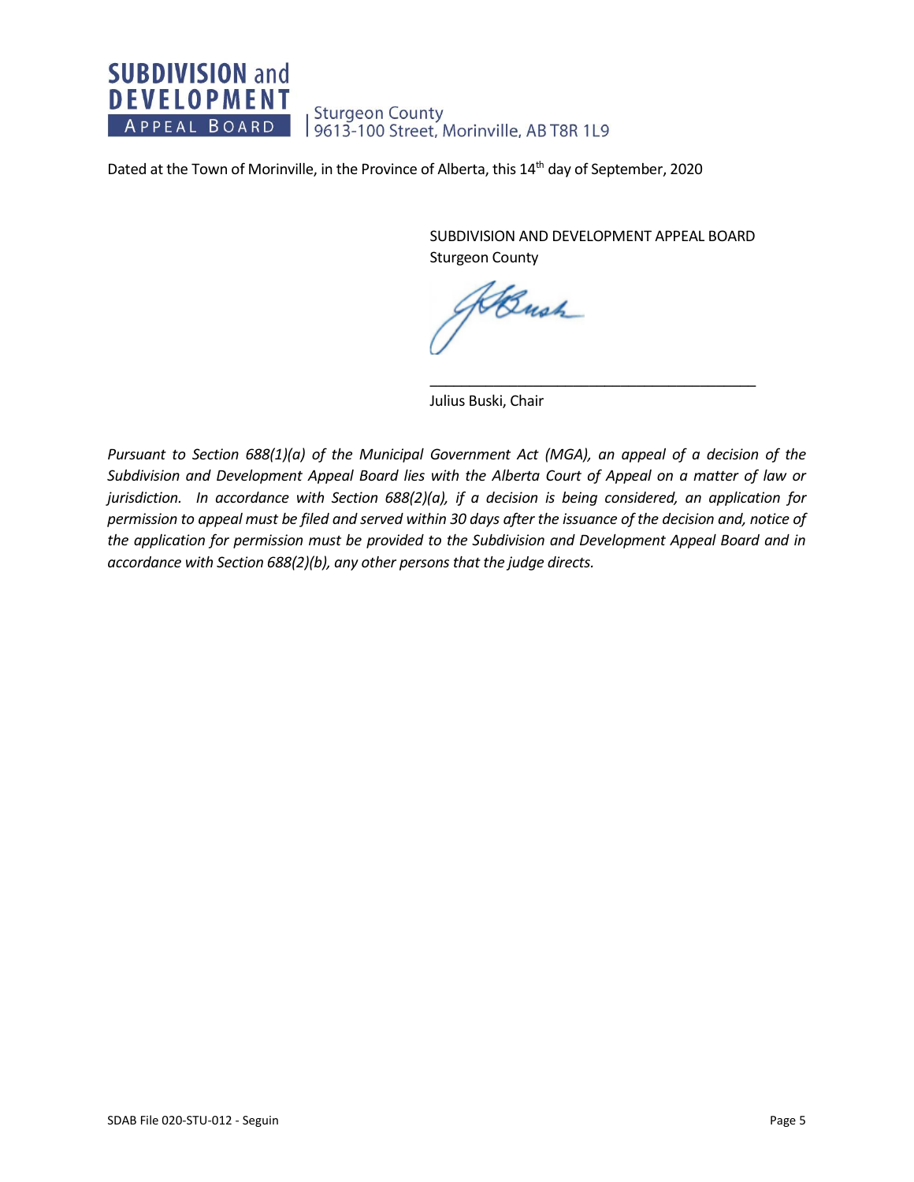Dated at the Town of Morinville, in the Province of Alberta, this 14th day of September, 2020

SUBDIVISION AND DEVELOPMENT APPEAL BOARD
Sturgeon County

\_\_\_\_\_\_\_\_\_\_\_\_\_\_\_\_\_\_\_\_\_\_\_\_\_\_\_\_\_\_\_\_\_\_\_\_\_\_\_\_

Julius Buski, Chair

*Pursuant to Section 688(1)(a) of the Municipal Government Act (MGA), an appeal of a decision of the Subdivision and Development Appeal Board lies with the Alberta Court of Appeal on a matter of law or jurisdiction. In accordance with Section 688(2)(a), if a decision is being considered, an application for permission to appeal must be filed and served within 30 days after the issuance of the decision and, notice of the application for permission must be provided to the Subdivision and Development Appeal Board and in accordance with Section 688(2)(b), any other persons that the judge directs.*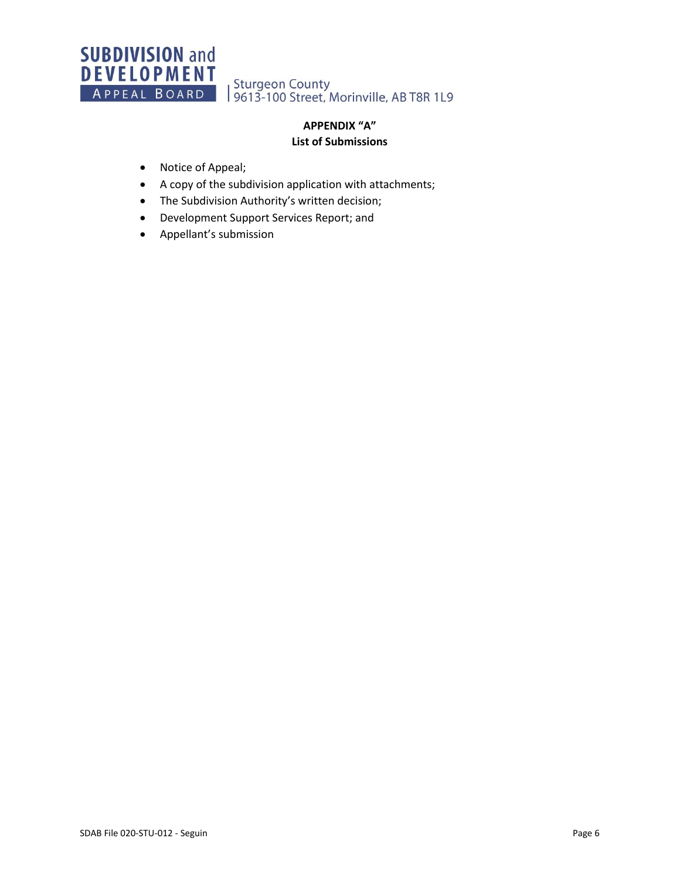**APPENDIX "A"**
**List of Submissions**

- Notice of Appeal;
- A copy of the subdivision application with attachments;
- The Subdivision Authority's written decision;
- Development Support Services Report; and
- Appellant's submission